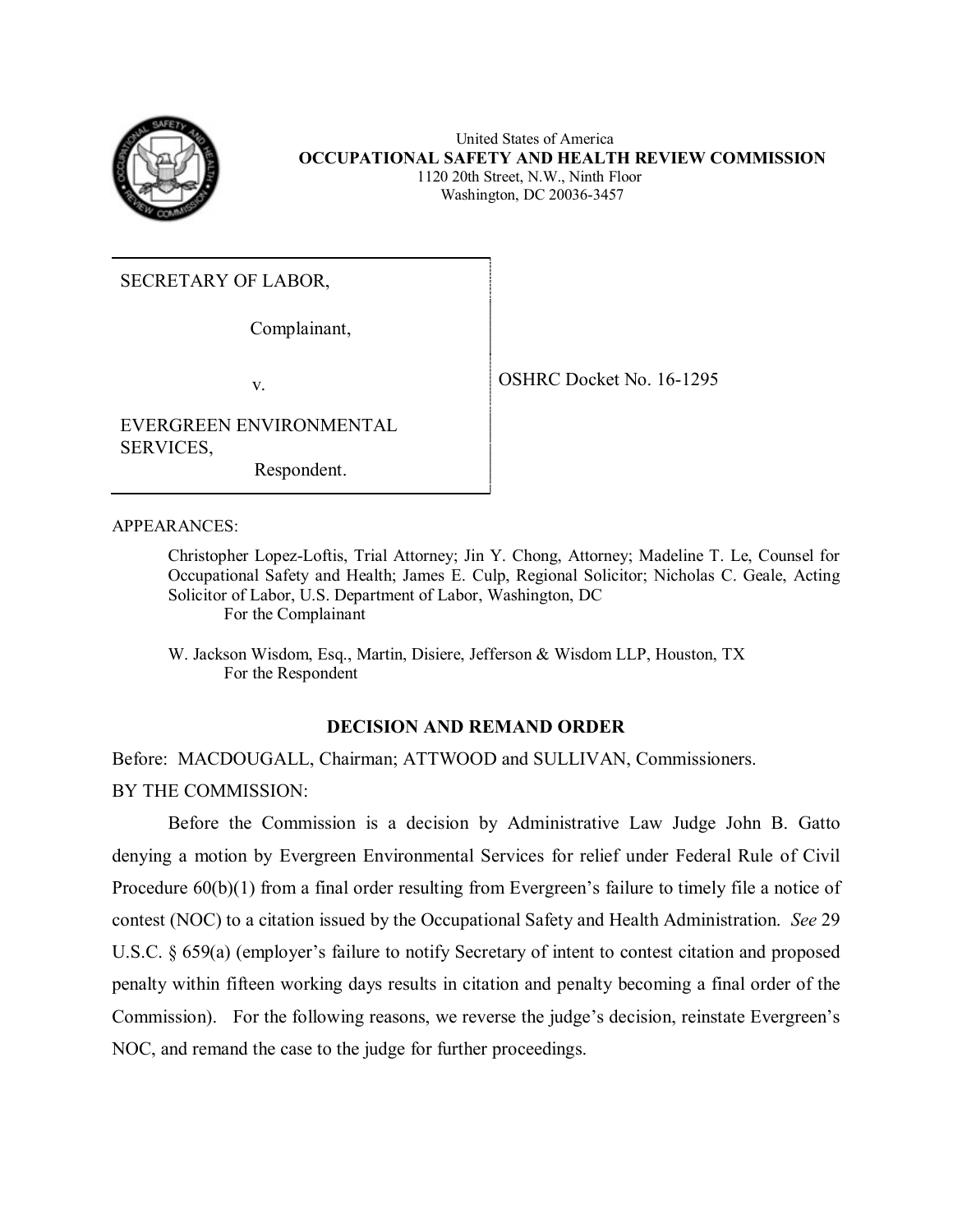United States of America

**OCCUPATIONAL SAFETY AND HEALTH REVIEW COMMISSION**

1120 20th Street, N.W., Ninth Floor

Washington, DC 20036-3457

| | |
|---|---|
| SECRETARY OF LABOR,<br><br>Complainant,<br><br>v.<br><br>EVERGREEN ENVIRONMENTAL SERVICES,<br><br>Respondent. | OSHRC Docket No. 16-1295 |

APPEARANCES:

Christopher Lopez-Loftis, Trial Attorney; Jin Y. Chong, Attorney; Madeline T. Le, Counsel for Occupational Safety and Health; James E. Culp, Regional Solicitor; Nicholas C. Geale, Acting Solicitor of Labor, U.S. Department of Labor, Washington, DC
For the Complainant

W. Jackson Wisdom, Esq., Martin, Disiere, Jefferson & Wisdom LLP, Houston, TX
For the Respondent

## DECISION AND REMAND ORDER

Before: MACDOUGALL, Chairman; ATTWOOD and SULLIVAN, Commissioners.

BY THE COMMISSION:

Before the Commission is a decision by Administrative Law Judge John B. Gatto denying a motion by Evergreen Environmental Services for relief under Federal Rule of Civil Procedure 60(b)(1) from a final order resulting from Evergreen's failure to timely file a notice of contest (NOC) to a citation issued by the Occupational Safety and Health Administration. *See* 29 U.S.C. § 659(a) (employer's failure to notify Secretary of intent to contest citation and proposed penalty within fifteen working days results in citation and penalty becoming a final order of the Commission). For the following reasons, we reverse the judge's decision, reinstate Evergreen's NOC, and remand the case to the judge for further proceedings.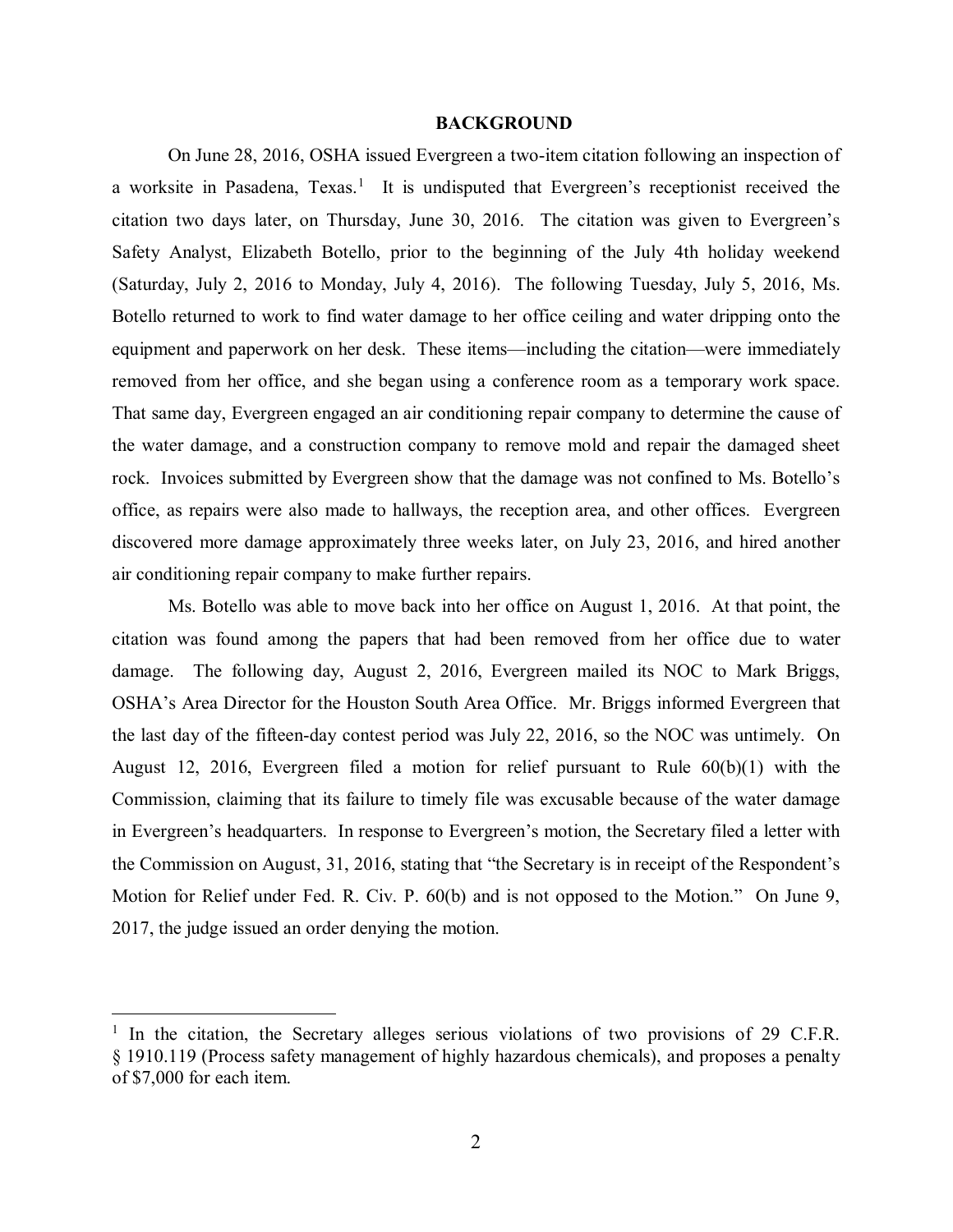## BACKGROUND

On June 28, 2016, OSHA issued Evergreen a two-item citation following an inspection of a worksite in Pasadena, Texas.[1] It is undisputed that Evergreen's receptionist received the citation two days later, on Thursday, June 30, 2016. The citation was given to Evergreen's Safety Analyst, Elizabeth Botello, prior to the beginning of the July 4th holiday weekend (Saturday, July 2, 2016 to Monday, July 4, 2016). The following Tuesday, July 5, 2016, Ms. Botello returned to work to find water damage to her office ceiling and water dripping onto the equipment and paperwork on her desk. These items—including the citation—were immediately removed from her office, and she began using a conference room as a temporary work space. That same day, Evergreen engaged an air conditioning repair company to determine the cause of the water damage, and a construction company to remove mold and repair the damaged sheet rock. Invoices submitted by Evergreen show that the damage was not confined to Ms. Botello's office, as repairs were also made to hallways, the reception area, and other offices. Evergreen discovered more damage approximately three weeks later, on July 23, 2016, and hired another air conditioning repair company to make further repairs.

Ms. Botello was able to move back into her office on August 1, 2016. At that point, the citation was found among the papers that had been removed from her office due to water damage. The following day, August 2, 2016, Evergreen mailed its NOC to Mark Briggs, OSHA's Area Director for the Houston South Area Office. Mr. Briggs informed Evergreen that the last day of the fifteen-day contest period was July 22, 2016, so the NOC was untimely. On August 12, 2016, Evergreen filed a motion for relief pursuant to Rule 60(b)(1) with the Commission, claiming that its failure to timely file was excusable because of the water damage in Evergreen's headquarters. In response to Evergreen's motion, the Secretary filed a letter with the Commission on August, 31, 2016, stating that "the Secretary is in receipt of the Respondent's Motion for Relief under Fed. R. Civ. P. 60(b) and is not opposed to the Motion." On June 9, 2017, the judge issued an order denying the motion.

---

[1] In the citation, the Secretary alleges serious violations of two provisions of 29 C.F.R. § 1910.119 (Process safety management of highly hazardous chemicals), and proposes a penalty of $7,000 for each item.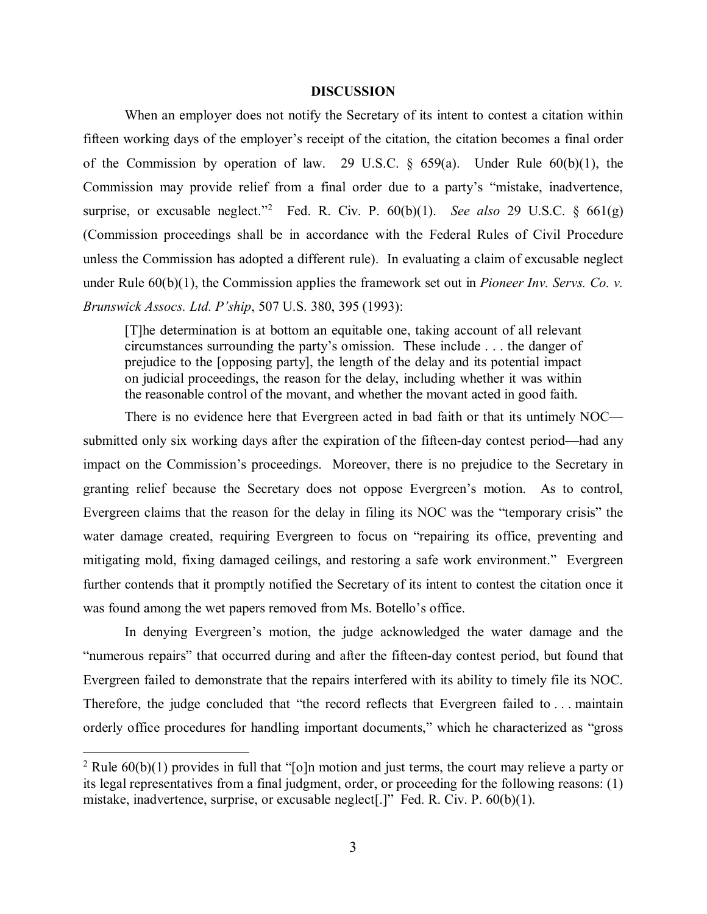## DISCUSSION

When an employer does not notify the Secretary of its intent to contest a citation within fifteen working days of the employer's receipt of the citation, the citation becomes a final order of the Commission by operation of law. 29 U.S.C. § 659(a). Under Rule 60(b)(1), the Commission may provide relief from a final order due to a party's "mistake, inadvertence, surprise, or excusable neglect."[2] Fed. R. Civ. P. 60(b)(1). *See also* 29 U.S.C. § 661(g) (Commission proceedings shall be in accordance with the Federal Rules of Civil Procedure unless the Commission has adopted a different rule). In evaluating a claim of excusable neglect under Rule 60(b)(1), the Commission applies the framework set out in *Pioneer Inv. Servs. Co. v. Brunswick Assocs. Ltd. P'ship*, 507 U.S. 380, 395 (1993):

> [T]he determination is at bottom an equitable one, taking account of all relevant circumstances surrounding the party's omission. These include . . . the danger of prejudice to the [opposing party], the length of the delay and its potential impact on judicial proceedings, the reason for the delay, including whether it was within the reasonable control of the movant, and whether the movant acted in good faith.

There is no evidence here that Evergreen acted in bad faith or that its untimely NOC—submitted only six working days after the expiration of the fifteen-day contest period—had any impact on the Commission's proceedings. Moreover, there is no prejudice to the Secretary in granting relief because the Secretary does not oppose Evergreen's motion. As to control, Evergreen claims that the reason for the delay in filing its NOC was the "temporary crisis" the water damage created, requiring Evergreen to focus on "repairing its office, preventing and mitigating mold, fixing damaged ceilings, and restoring a safe work environment." Evergreen further contends that it promptly notified the Secretary of its intent to contest the citation once it was found among the wet papers removed from Ms. Botello's office.

In denying Evergreen's motion, the judge acknowledged the water damage and the "numerous repairs" that occurred during and after the fifteen-day contest period, but found that Evergreen failed to demonstrate that the repairs interfered with its ability to timely file its NOC. Therefore, the judge concluded that "the record reflects that Evergreen failed to . . . maintain orderly office procedures for handling important documents," which he characterized as "gross

---

[2] Rule 60(b)(1) provides in full that "[o]n motion and just terms, the court may relieve a party or its legal representatives from a final judgment, order, or proceeding for the following reasons: (1) mistake, inadvertence, surprise, or excusable neglect[.]" Fed. R. Civ. P. 60(b)(1).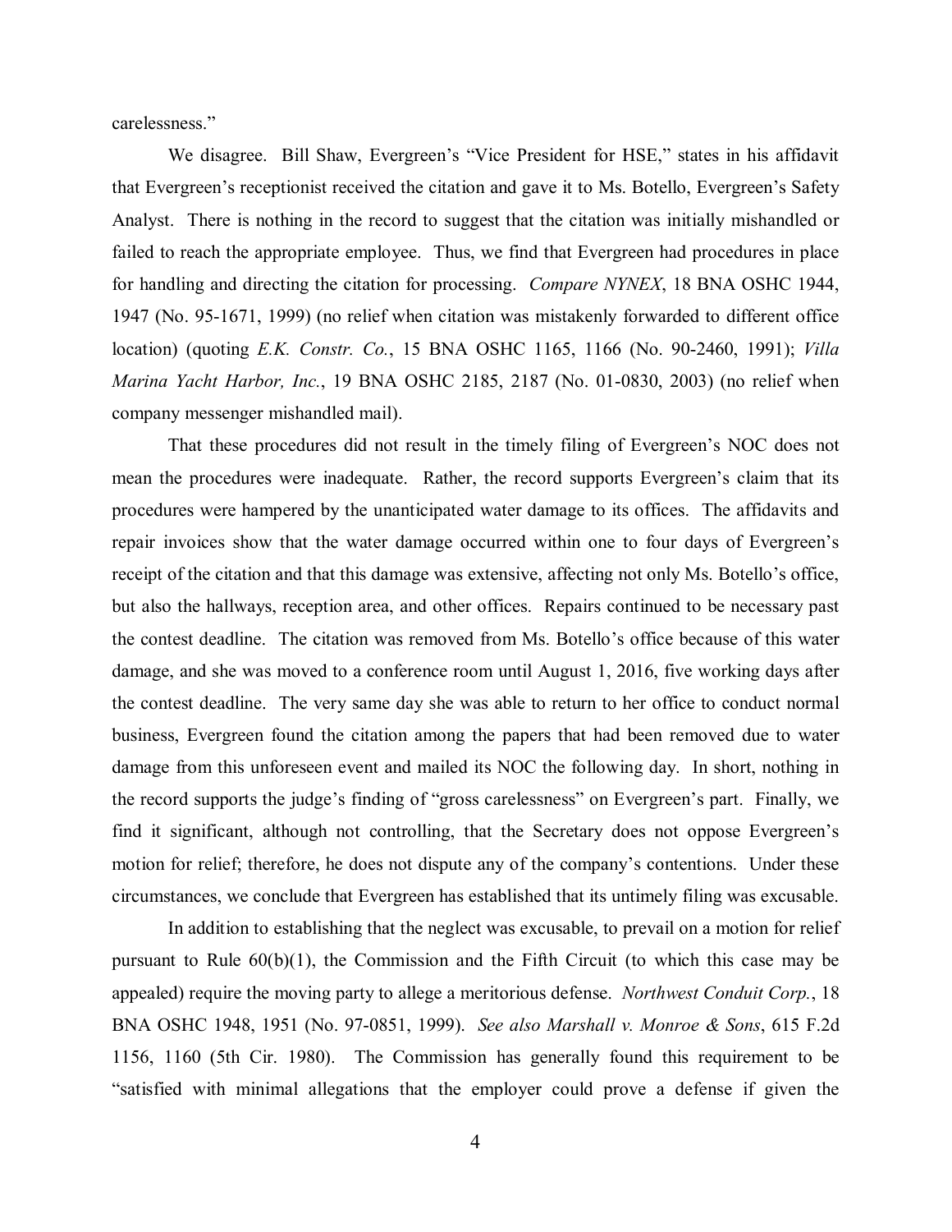carelessness."

We disagree. Bill Shaw, Evergreen's "Vice President for HSE," states in his affidavit that Evergreen's receptionist received the citation and gave it to Ms. Botello, Evergreen's Safety Analyst. There is nothing in the record to suggest that the citation was initially mishandled or failed to reach the appropriate employee. Thus, we find that Evergreen had procedures in place for handling and directing the citation for processing. *Compare NYNEX*, 18 BNA OSHC 1944, 1947 (No. 95-1671, 1999) (no relief when citation was mistakenly forwarded to different office location) (quoting *E.K. Constr. Co.*, 15 BNA OSHC 1165, 1166 (No. 90-2460, 1991); *Villa Marina Yacht Harbor, Inc.*, 19 BNA OSHC 2185, 2187 (No. 01-0830, 2003) (no relief when company messenger mishandled mail).

That these procedures did not result in the timely filing of Evergreen's NOC does not mean the procedures were inadequate. Rather, the record supports Evergreen's claim that its procedures were hampered by the unanticipated water damage to its offices. The affidavits and repair invoices show that the water damage occurred within one to four days of Evergreen's receipt of the citation and that this damage was extensive, affecting not only Ms. Botello's office, but also the hallways, reception area, and other offices. Repairs continued to be necessary past the contest deadline. The citation was removed from Ms. Botello's office because of this water damage, and she was moved to a conference room until August 1, 2016, five working days after the contest deadline. The very same day she was able to return to her office to conduct normal business, Evergreen found the citation among the papers that had been removed due to water damage from this unforeseen event and mailed its NOC the following day. In short, nothing in the record supports the judge's finding of "gross carelessness" on Evergreen's part. Finally, we find it significant, although not controlling, that the Secretary does not oppose Evergreen's motion for relief; therefore, he does not dispute any of the company's contentions. Under these circumstances, we conclude that Evergreen has established that its untimely filing was excusable.

In addition to establishing that the neglect was excusable, to prevail on a motion for relief pursuant to Rule 60(b)(1), the Commission and the Fifth Circuit (to which this case may be appealed) require the moving party to allege a meritorious defense. *Northwest Conduit Corp.*, 18 BNA OSHC 1948, 1951 (No. 97-0851, 1999). *See also Marshall v. Monroe & Sons*, 615 F.2d 1156, 1160 (5th Cir. 1980). The Commission has generally found this requirement to be "satisfied with minimal allegations that the employer could prove a defense if given the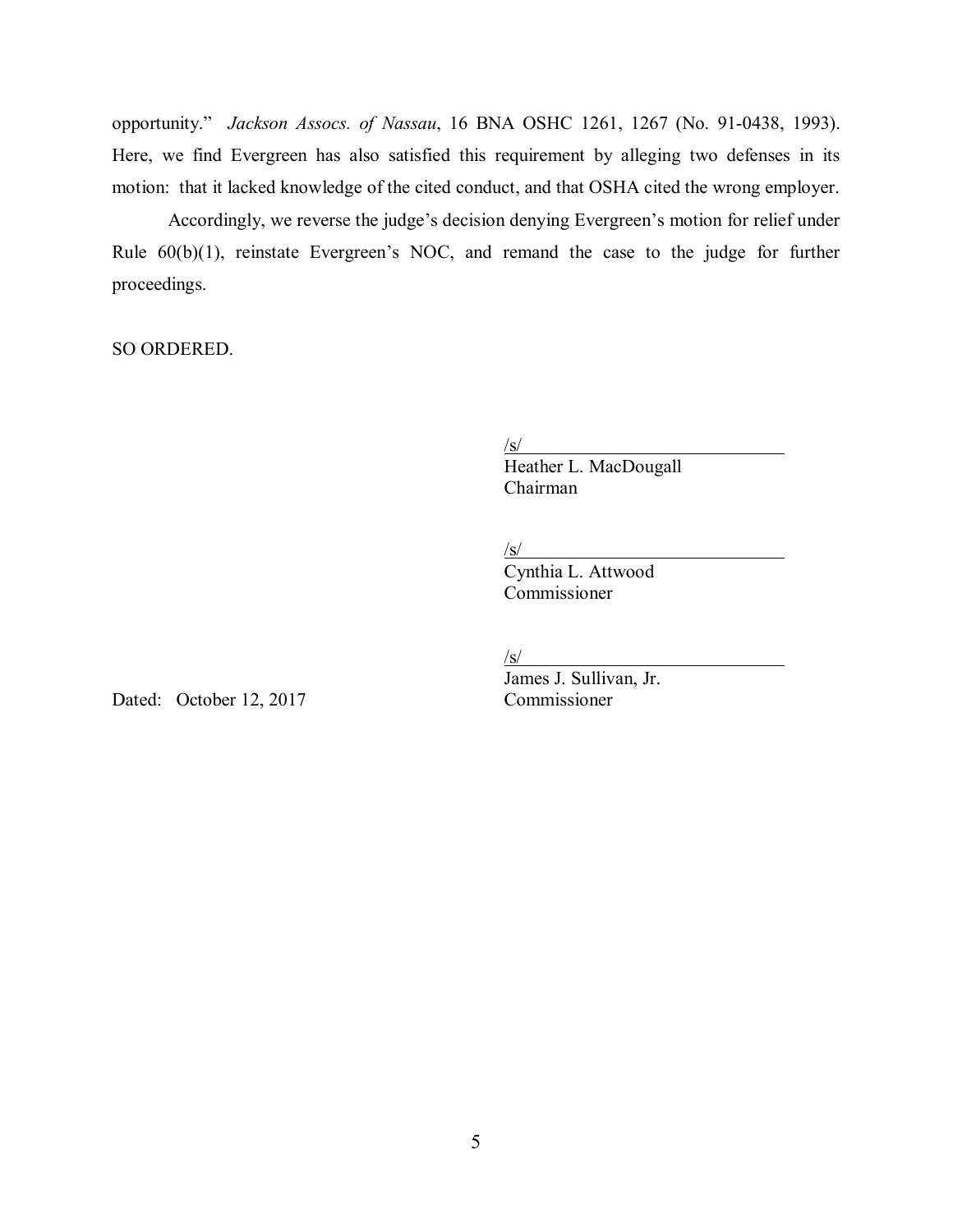opportunity." *Jackson Assocs. of Nassau*, 16 BNA OSHC 1261, 1267 (No. 91-0438, 1993). Here, we find Evergreen has also satisfied this requirement by alleging two defenses in its motion: that it lacked knowledge of the cited conduct, and that OSHA cited the wrong employer.

Accordingly, we reverse the judge's decision denying Evergreen's motion for relief under Rule 60(b)(1), reinstate Evergreen's NOC, and remand the case to the judge for further proceedings.

SO ORDERED.

/s/
Heather L. MacDougall
Chairman

/s/
Cynthia L. Attwood
Commissioner

/s/
James J. Sullivan, Jr.
Commissioner

Dated: October 12, 2017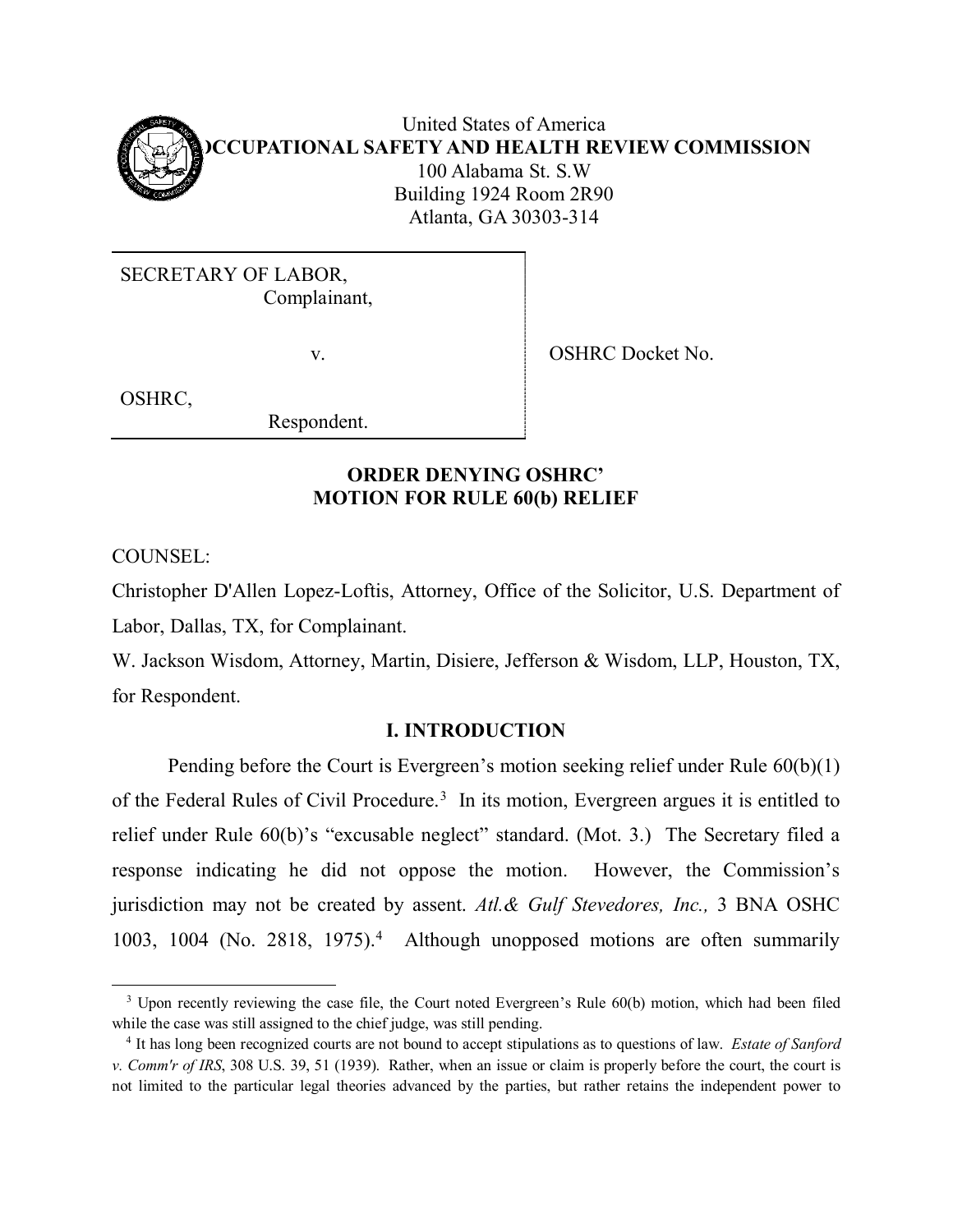United States of America
**OCCUPATIONAL SAFETY AND HEALTH REVIEW COMMISSION**
100 Alabama St. S.W
Building 1924 Room 2R90
Atlanta, GA 30303-314

| | |
|---|---|
| SECRETARY OF LABOR, Complainant, | |
| v. | OSHRC Docket No. |
| OSHRC, Respondent. | |

**ORDER DENYING OSHRC' MOTION FOR RULE 60(b) RELIEF**

COUNSEL:

Christopher D'Allen Lopez-Loftis, Attorney, Office of the Solicitor, U.S. Department of Labor, Dallas, TX, for Complainant.

W. Jackson Wisdom, Attorney, Martin, Disiere, Jefferson & Wisdom, LLP, Houston, TX, for Respondent.

## I. INTRODUCTION

Pending before the Court is Evergreen's motion seeking relief under Rule 60(b)(1) of the Federal Rules of Civil Procedure.[3] In its motion, Evergreen argues it is entitled to relief under Rule 60(b)'s "excusable neglect" standard. (Mot. 3.) The Secretary filed a response indicating he did not oppose the motion. However, the Commission's jurisdiction may not be created by assent. *Atl.& Gulf Stevedores, Inc.,* 3 BNA OSHC 1003, 1004 (No. 2818, 1975).[4] Although unopposed motions are often summarily

[3] Upon recently reviewing the case file, the Court noted Evergreen's Rule 60(b) motion, which had been filed while the case was still assigned to the chief judge, was still pending.

[4] It has long been recognized courts are not bound to accept stipulations as to questions of law. *Estate of Sanford v. Comm'r of IRS*, 308 U.S. 39, 51 (1939). Rather, when an issue or claim is properly before the court, the court is not limited to the particular legal theories advanced by the parties, but rather retains the independent power to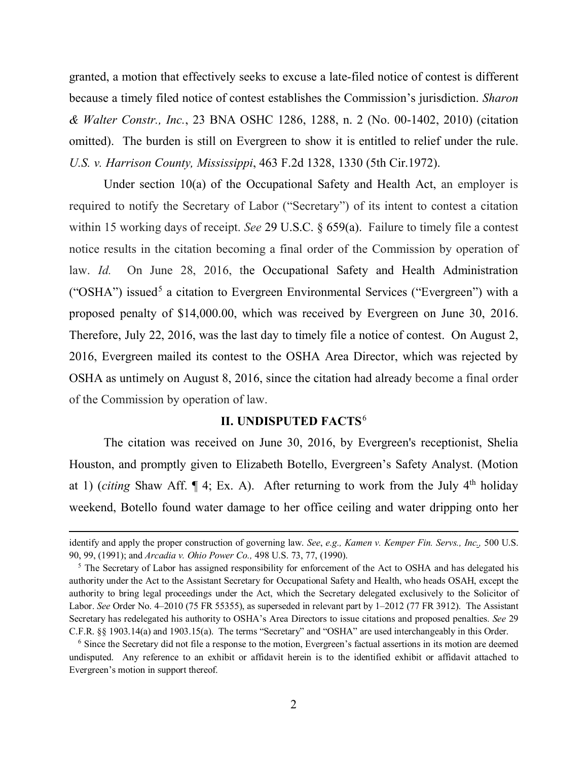granted, a motion that effectively seeks to excuse a late-filed notice of contest is different because a timely filed notice of contest establishes the Commission's jurisdiction. *Sharon & Walter Constr., Inc.*, 23 BNA OSHC 1286, 1288, n. 2 (No. 00-1402, 2010) (citation omitted). The burden is still on Evergreen to show it is entitled to relief under the rule. *U.S. v. Harrison County, Mississippi*, 463 F.2d 1328, 1330 (5th Cir.1972).

Under section 10(a) of the Occupational Safety and Health Act, an employer is required to notify the Secretary of Labor ("Secretary") of its intent to contest a citation within 15 working days of receipt. *See* 29 U.S.C. § 659(a). Failure to timely file a contest notice results in the citation becoming a final order of the Commission by operation of law. *Id.* On June 28, 2016, the Occupational Safety and Health Administration ("OSHA") issued[5] a citation to Evergreen Environmental Services ("Evergreen") with a proposed penalty of $14,000.00, which was received by Evergreen on June 30, 2016. Therefore, July 22, 2016, was the last day to timely file a notice of contest. On August 2, 2016, Evergreen mailed its contest to the OSHA Area Director, which was rejected by OSHA as untimely on August 8, 2016, since the citation had already become a final order of the Commission by operation of law.

## II. UNDISPUTED FACTS[6]

The citation was received on June 30, 2016, by Evergreen's receptionist, Shelia Houston, and promptly given to Elizabeth Botello, Evergreen's Safety Analyst. (Motion at 1) (*citing* Shaw Aff. ¶ 4; Ex. A). After returning to work from the July 4th holiday weekend, Botello found water damage to her office ceiling and water dripping onto her

---

identify and apply the proper construction of governing law. *See*, *e.g., Kamen v. Kemper Fin. Servs., Inc.,* 500 U.S. 90, 99, (1991); and *Arcadia v. Ohio Power Co.,* 498 U.S. 73, 77, (1990).

[5] The Secretary of Labor has assigned responsibility for enforcement of the Act to OSHA and has delegated his authority under the Act to the Assistant Secretary for Occupational Safety and Health, who heads OSAH, except the authority to bring legal proceedings under the Act, which the Secretary delegated exclusively to the Solicitor of Labor. *See* Order No. 4–2010 (75 FR 55355), as superseded in relevant part by 1–2012 (77 FR 3912). The Assistant Secretary has redelegated his authority to OSHA's Area Directors to issue citations and proposed penalties. *See* 29 C.F.R. §§ 1903.14(a) and 1903.15(a). The terms "Secretary" and "OSHA" are used interchangeably in this Order.

[6] Since the Secretary did not file a response to the motion, Evergreen's factual assertions in its motion are deemed undisputed. Any reference to an exhibit or affidavit herein is to the identified exhibit or affidavit attached to Evergreen's motion in support thereof.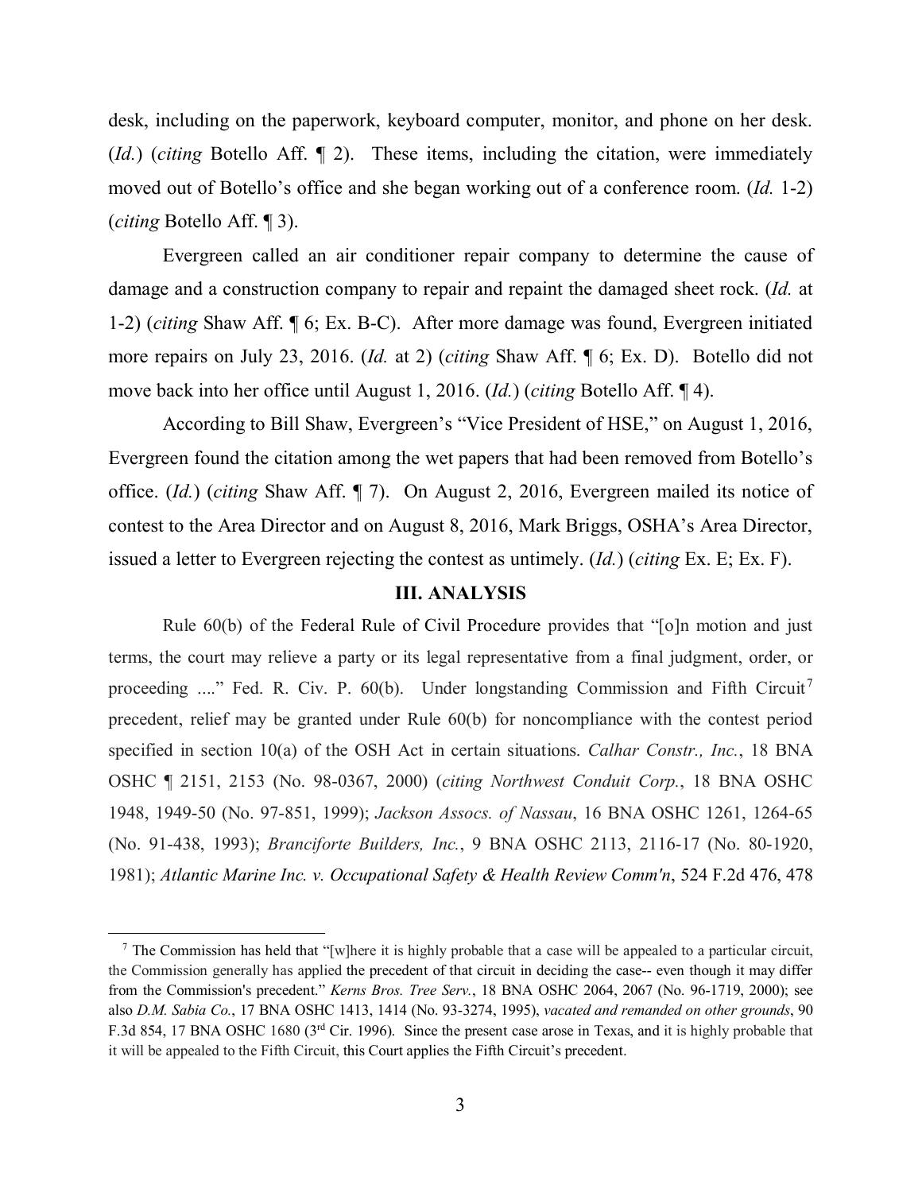desk, including on the paperwork, keyboard computer, monitor, and phone on her desk. (*Id.*) (*citing* Botello Aff. ¶ 2). These items, including the citation, were immediately moved out of Botello's office and she began working out of a conference room. (*Id.* 1-2) (*citing* Botello Aff. ¶ 3).

Evergreen called an air conditioner repair company to determine the cause of damage and a construction company to repair and repaint the damaged sheet rock. (*Id.* at 1-2) (*citing* Shaw Aff. ¶ 6; Ex. B-C). After more damage was found, Evergreen initiated more repairs on July 23, 2016. (*Id.* at 2) (*citing* Shaw Aff. ¶ 6; Ex. D). Botello did not move back into her office until August 1, 2016. (*Id.*) (*citing* Botello Aff. ¶ 4).

According to Bill Shaw, Evergreen's "Vice President of HSE," on August 1, 2016, Evergreen found the citation among the wet papers that had been removed from Botello's office. (*Id.*) (*citing* Shaw Aff. ¶ 7). On August 2, 2016, Evergreen mailed its notice of contest to the Area Director and on August 8, 2016, Mark Briggs, OSHA's Area Director, issued a letter to Evergreen rejecting the contest as untimely. (*Id.*) (*citing* Ex. E; Ex. F).

## III. ANALYSIS

Rule 60(b) of the Federal Rule of Civil Procedure provides that "[o]n motion and just terms, the court may relieve a party or its legal representative from a final judgment, order, or proceeding ...." Fed. R. Civ. P. 60(b). Under longstanding Commission and Fifth Circuit[7] precedent, relief may be granted under Rule 60(b) for noncompliance with the contest period specified in section 10(a) of the OSH Act in certain situations. *Calhar Constr., Inc.*, 18 BNA OSHC ¶ 2151, 2153 (No. 98-0367, 2000) (*citing Northwest Conduit Corp.*, 18 BNA OSHC 1948, 1949-50 (No. 97-851, 1999); *Jackson Assocs. of Nassau*, 16 BNA OSHC 1261, 1264-65 (No. 91-438, 1993); *Branciforte Builders, Inc.*, 9 BNA OSHC 2113, 2116-17 (No. 80-1920, 1981); *Atlantic Marine Inc. v. Occupational Safety & Health Review Comm'n*, 524 F.2d 476, 478

---

[7] The Commission has held that "[w]here it is highly probable that a case will be appealed to a particular circuit, the Commission generally has applied the precedent of that circuit in deciding the case-- even though it may differ from the Commission's precedent." *Kerns Bros. Tree Serv.*, 18 BNA OSHC 2064, 2067 (No. 96-1719, 2000); see also *D.M. Sabia Co.*, 17 BNA OSHC 1413, 1414 (No. 93-3274, 1995), *vacated and remanded on other grounds*, 90 F.3d 854, 17 BNA OSHC 1680 (3rd Cir. 1996). Since the present case arose in Texas, and it is highly probable that it will be appealed to the Fifth Circuit, this Court applies the Fifth Circuit's precedent.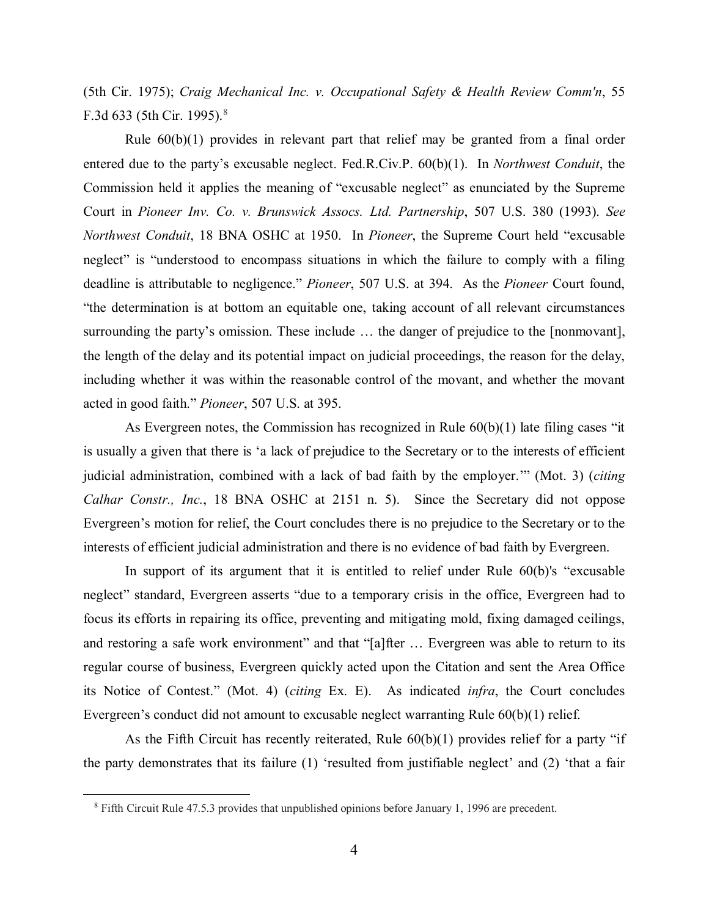(5th Cir. 1975); *Craig Mechanical Inc. v. Occupational Safety & Health Review Comm'n*, 55 F.3d 633 (5th Cir. 1995).[8]

Rule 60(b)(1) provides in relevant part that relief may be granted from a final order entered due to the party's excusable neglect. Fed.R.Civ.P. 60(b)(1). In *Northwest Conduit*, the Commission held it applies the meaning of "excusable neglect" as enunciated by the Supreme Court in *Pioneer Inv. Co. v. Brunswick Assocs. Ltd. Partnership*, 507 U.S. 380 (1993). *See Northwest Conduit*, 18 BNA OSHC at 1950. In *Pioneer*, the Supreme Court held "excusable neglect" is "understood to encompass situations in which the failure to comply with a filing deadline is attributable to negligence." *Pioneer*, 507 U.S. at 394. As the *Pioneer* Court found, "the determination is at bottom an equitable one, taking account of all relevant circumstances surrounding the party's omission. These include … the danger of prejudice to the [nonmovant], the length of the delay and its potential impact on judicial proceedings, the reason for the delay, including whether it was within the reasonable control of the movant, and whether the movant acted in good faith." *Pioneer*, 507 U.S. at 395.

As Evergreen notes, the Commission has recognized in Rule 60(b)(1) late filing cases "it is usually a given that there is 'a lack of prejudice to the Secretary or to the interests of efficient judicial administration, combined with a lack of bad faith by the employer.'" (Mot. 3) (*citing Calhar Constr., Inc.*, 18 BNA OSHC at 2151 n. 5). Since the Secretary did not oppose Evergreen's motion for relief, the Court concludes there is no prejudice to the Secretary or to the interests of efficient judicial administration and there is no evidence of bad faith by Evergreen.

In support of its argument that it is entitled to relief under Rule 60(b)'s "excusable neglect" standard, Evergreen asserts "due to a temporary crisis in the office, Evergreen had to focus its efforts in repairing its office, preventing and mitigating mold, fixing damaged ceilings, and restoring a safe work environment" and that "[a]fter … Evergreen was able to return to its regular course of business, Evergreen quickly acted upon the Citation and sent the Area Office its Notice of Contest." (Mot. 4) (*citing* Ex. E). As indicated *infra*, the Court concludes Evergreen's conduct did not amount to excusable neglect warranting Rule 60(b)(1) relief.

As the Fifth Circuit has recently reiterated, Rule 60(b)(1) provides relief for a party "if the party demonstrates that its failure (1) 'resulted from justifiable neglect' and (2) 'that a fair

[8] Fifth Circuit Rule 47.5.3 provides that unpublished opinions before January 1, 1996 are precedent.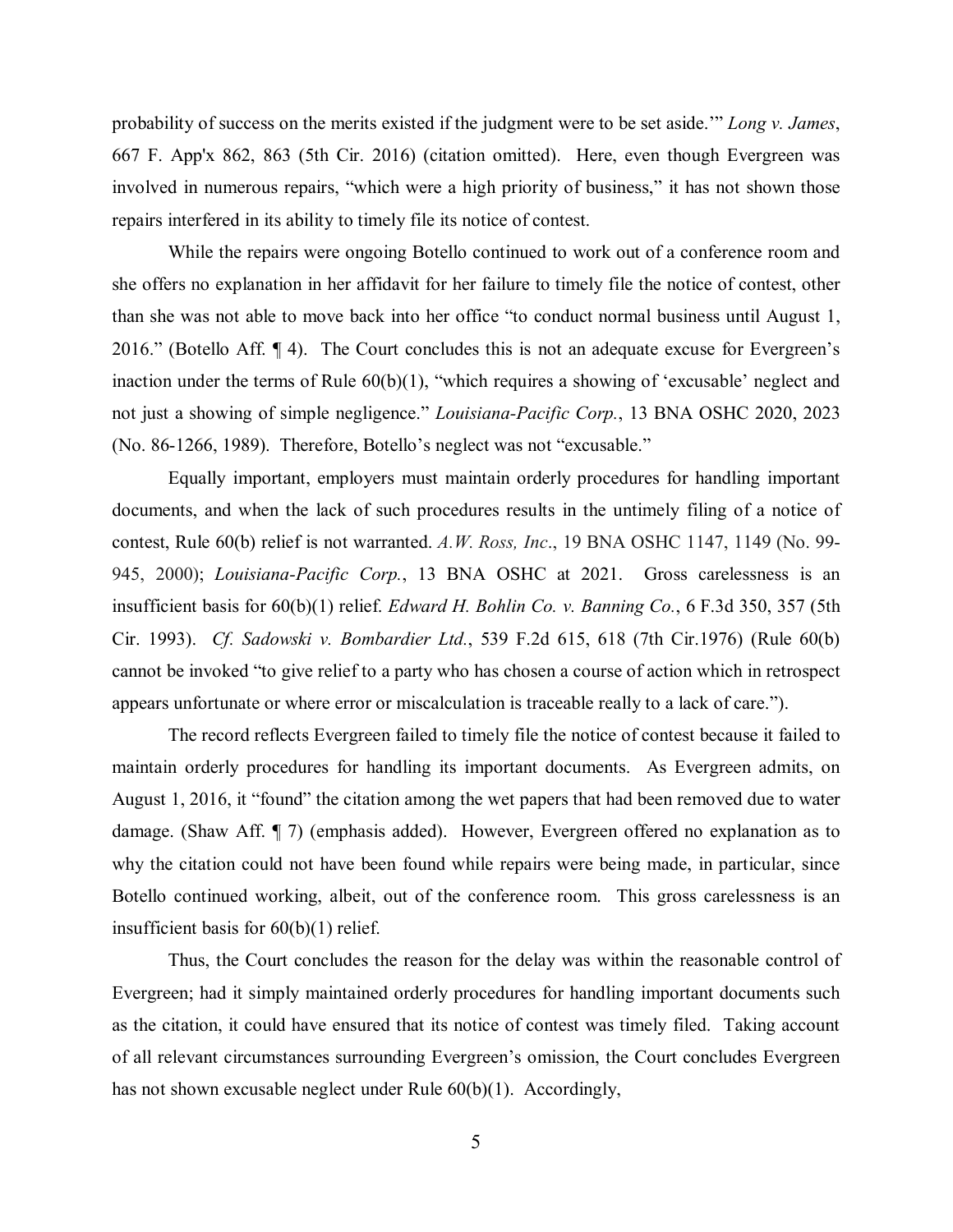probability of success on the merits existed if the judgment were to be set aside.'" *Long v. James*, 667 F. App'x 862, 863 (5th Cir. 2016) (citation omitted). Here, even though Evergreen was involved in numerous repairs, "which were a high priority of business," it has not shown those repairs interfered in its ability to timely file its notice of contest.

While the repairs were ongoing Botello continued to work out of a conference room and she offers no explanation in her affidavit for her failure to timely file the notice of contest, other than she was not able to move back into her office "to conduct normal business until August 1, 2016." (Botello Aff. ¶ 4). The Court concludes this is not an adequate excuse for Evergreen's inaction under the terms of Rule 60(b)(1), "which requires a showing of 'excusable' neglect and not just a showing of simple negligence." *Louisiana-Pacific Corp.*, 13 BNA OSHC 2020, 2023 (No. 86-1266, 1989). Therefore, Botello's neglect was not "excusable."

Equally important, employers must maintain orderly procedures for handling important documents, and when the lack of such procedures results in the untimely filing of a notice of contest, Rule 60(b) relief is not warranted. *A.W. Ross, Inc*., 19 BNA OSHC 1147, 1149 (No. 99-945, 2000); *Louisiana-Pacific Corp.*, 13 BNA OSHC at 2021. Gross carelessness is an insufficient basis for 60(b)(1) relief. *Edward H. Bohlin Co. v. Banning Co.*, 6 F.3d 350, 357 (5th Cir. 1993). *Cf. Sadowski v. Bombardier Ltd.*, 539 F.2d 615, 618 (7th Cir.1976) (Rule 60(b) cannot be invoked "to give relief to a party who has chosen a course of action which in retrospect appears unfortunate or where error or miscalculation is traceable really to a lack of care.").

The record reflects Evergreen failed to timely file the notice of contest because it failed to maintain orderly procedures for handling its important documents. As Evergreen admits, on August 1, 2016, it "found" the citation among the wet papers that had been removed due to water damage. (Shaw Aff. ¶ 7) (emphasis added). However, Evergreen offered no explanation as to why the citation could not have been found while repairs were being made, in particular, since Botello continued working, albeit, out of the conference room. This gross carelessness is an insufficient basis for 60(b)(1) relief.

Thus, the Court concludes the reason for the delay was within the reasonable control of Evergreen; had it simply maintained orderly procedures for handling important documents such as the citation, it could have ensured that its notice of contest was timely filed. Taking account of all relevant circumstances surrounding Evergreen's omission, the Court concludes Evergreen has not shown excusable neglect under Rule 60(b)(1). Accordingly,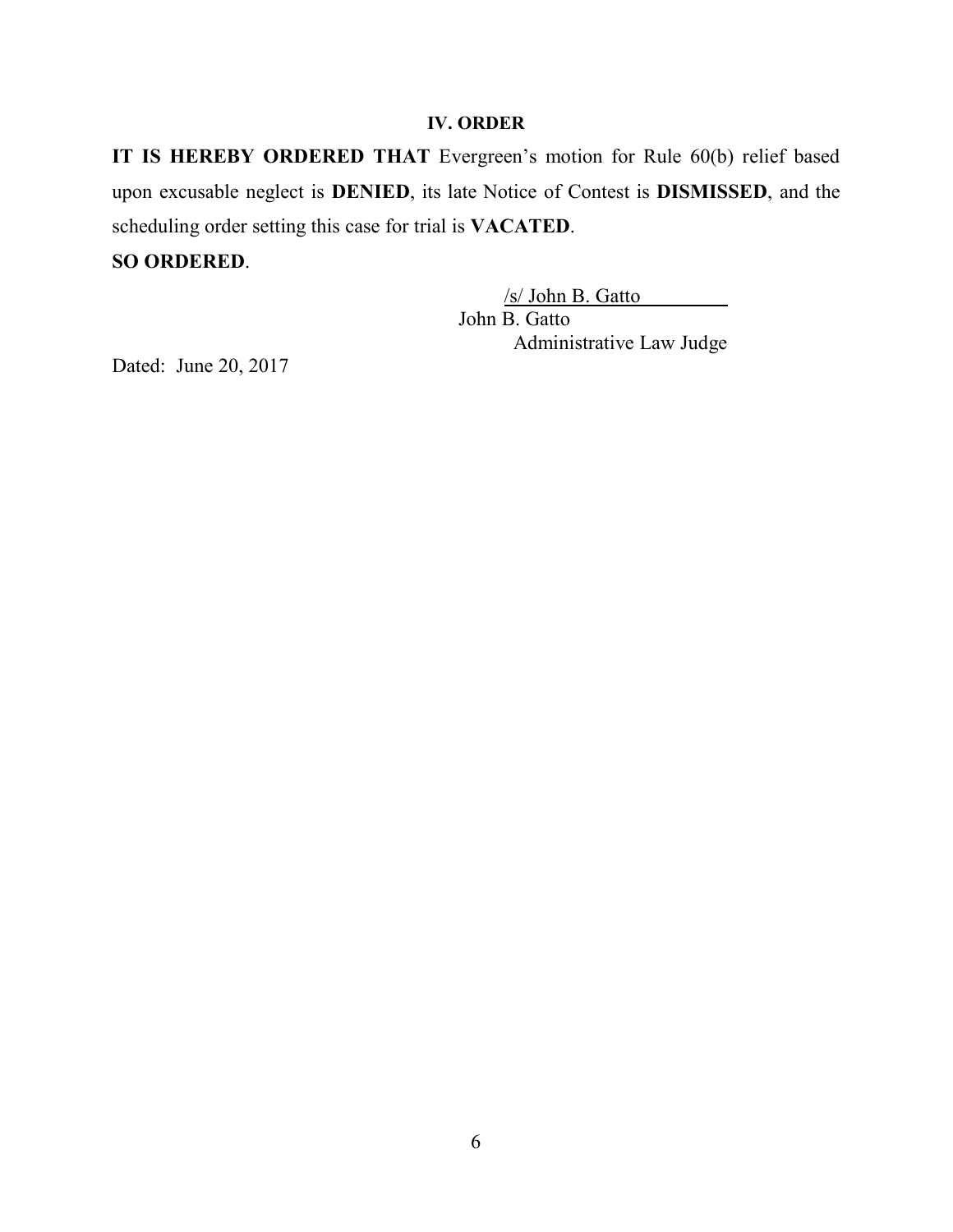## IV. ORDER

**IT IS HEREBY ORDERED THAT** Evergreen's motion for Rule 60(b) relief based upon excusable neglect is **DENIED**, its late Notice of Contest is **DISMISSED**, and the scheduling order setting this case for trial is **VACATED**.

**SO ORDERED**.

/s/ John B. Gatto
John B. Gatto
Administrative Law Judge

Dated: June 20, 2017